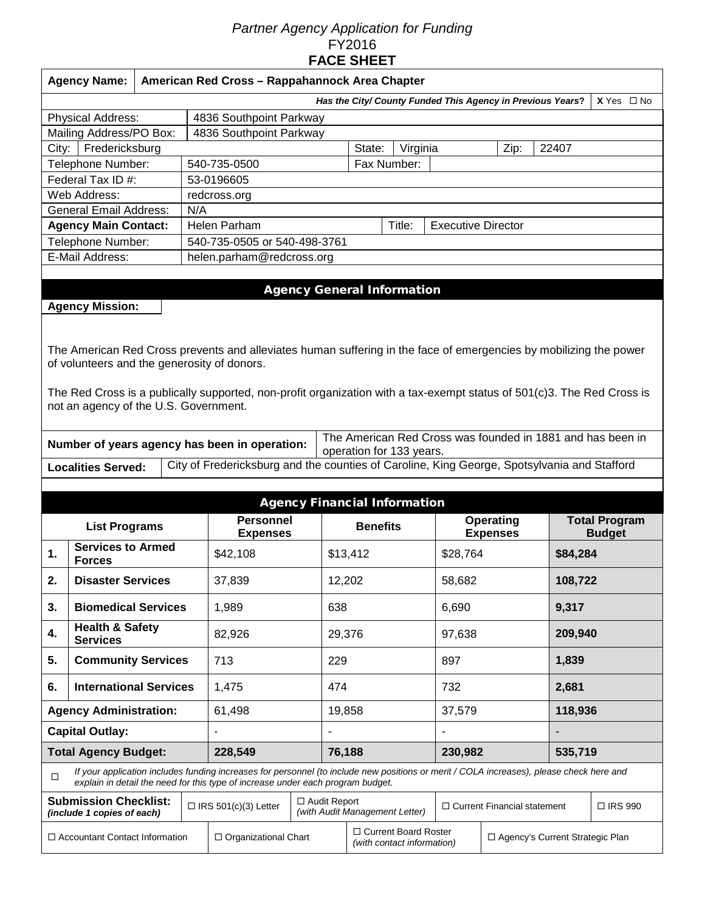*Partner Agency Application for Funding*
FY2016
**FACE SHEET**

| **Agency Name:** | **American Red Cross – Rappahannock Area Chapter** | | | | |
|---|---|---|---|---|---|
| ***Has the City/ County Funded This Agency in Previous Years?*** | **X** Yes ☐ No | | | | |
| Physical Address: | 4836 Southpoint Parkway | | | | |
| Mailing Address/PO Box: | 4836 Southpoint Parkway | | | | |
| City: Fredericksburg | | State: | Virginia | Zip: | 22407 |
| Telephone Number: | 540-735-0500 | Fax Number: | | | |
| Federal Tax ID #: | 53-0196605 | | | | |
| Web Address: | redcross.org | | | | |
| General Email Address: | N/A | | | | |
| **Agency Main Contact:** | Helen Parham | Title: | Executive Director | | |
| Telephone Number: | 540-735-0505 or 540-498-3761 | | | | |
| E-Mail Address: | helen.parham@redcross.org | | | | |

## Agency General Information

**Agency Mission:**

The American Red Cross prevents and alleviates human suffering in the face of emergencies by mobilizing the power of volunteers and the generosity of donors.

The Red Cross is a publically supported, non-profit organization with a tax-exempt status of 501(c)3. The Red Cross is not an agency of the U.S. Government.

**Number of years agency has been in operation:** The American Red Cross was founded in 1881 and has been in operation for 133 years.

**Localities Served:** City of Fredericksburg and the counties of Caroline, King George, Spotsylvania and Stafford

## Agency Financial Information

| | List Programs | Personnel Expenses | Benefits | Operating Expenses | Total Program Budget |
|---|---|---|---|---|---|
| **1.** | **Services to Armed Forces** | $42,108 | $13,412 | $28,764 | **$84,284** |
| **2.** | **Disaster Services** | 37,839 | 12,202 | 58,682 | **108,722** |
| **3.** | **Biomedical Services** | 1,989 | 638 | 6,690 | **9,317** |
| **4.** | **Health & Safety Services** | 82,926 | 29,376 | 97,638 | **209,940** |
| **5.** | **Community Services** | 713 | 229 | 897 | **1,839** |
| **6.** | **International Services** | 1,475 | 474 | 732 | **2,681** |
| | **Agency Administration:** | 61,498 | 19,858 | 37,579 | **118,936** |
| | **Capital Outlay:** | - | - | - | - |
| | **Total Agency Budget:** | **228,549** | **76,188** | **230,982** | **535,719** |

☐ *If your application includes funding increases for personnel (to include new positions or merit / COLA increases), please check here and explain in detail the need for this type of increase under each program budget.*

**Submission Checklist:** *(include 1 copies of each)*

- ☐ IRS 501(c)(3) Letter
- ☐ Audit Report *(with Audit Management Letter)*
- ☐ Current Financial statement
- ☐ IRS 990
- ☐ Accountant Contact Information
- ☐ Organizational Chart
- ☐ Current Board Roster *(with contact information)*
- ☐ Agency's Current Strategic Plan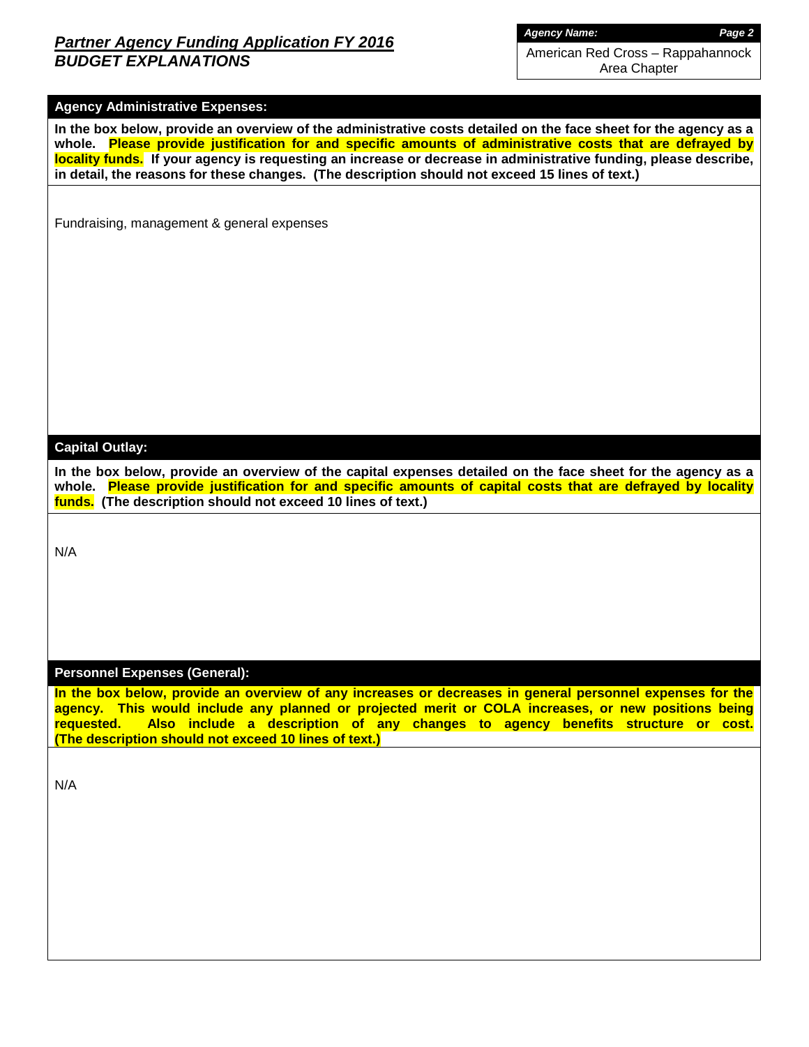# *Partner Agency Funding Application FY 2016*
## *BUDGET EXPLANATIONS*

***Agency Name:*** American Red Cross – Rappahannock Area Chapter

**Agency Administrative Expenses:**

**In the box below, provide an overview of the administrative costs detailed on the face sheet for the agency as a whole. Please provide justification for and specific amounts of administrative costs that are defrayed by locality funds. If your agency is requesting an increase or decrease in administrative funding, please describe, in detail, the reasons for these changes. (The description should not exceed 15 lines of text.)**

Fundraising, management & general expenses

**Capital Outlay:**

**In the box below, provide an overview of the capital expenses detailed on the face sheet for the agency as a whole. Please provide justification for and specific amounts of capital costs that are defrayed by locality funds. (The description should not exceed 10 lines of text.)**

N/A

**Personnel Expenses (General):**

**In the box below, provide an overview of any increases or decreases in general personnel expenses for the agency. This would include any planned or projected merit or COLA increases, or new positions being requested. Also include a description of any changes to agency benefits structure or cost. (The description should not exceed 10 lines of text.)**

N/A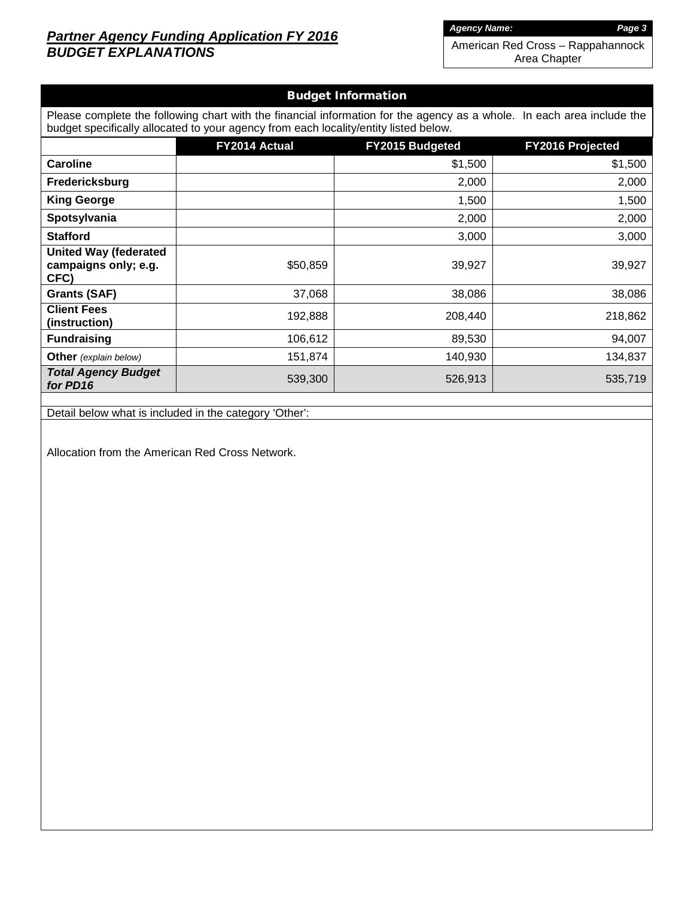**Partner Agency Funding Application FY 2016**
***BUDGET EXPLANATIONS***

***Agency Name:*** American Red Cross – Rappahannock Area Chapter

## Budget Information

Please complete the following chart with the financial information for the agency as a whole. In each area include the budget specifically allocated to your agency from each locality/entity listed below.

| | FY2014 Actual | FY2015 Budgeted | FY2016 Projected |
|---|---|---|---|
| **Caroline** | | $1,500 | $1,500 |
| **Fredericksburg** | | 2,000 | 2,000 |
| **King George** | | 1,500 | 1,500 |
| **Spotsylvania** | | 2,000 | 2,000 |
| **Stafford** | | 3,000 | 3,000 |
| **United Way (federated campaigns only; e.g. CFC)** | $50,859 | 39,927 | 39,927 |
| **Grants (SAF)** | 37,068 | 38,086 | 38,086 |
| **Client Fees (instruction)** | 192,888 | 208,440 | 218,862 |
| **Fundraising** | 106,612 | 89,530 | 94,007 |
| **Other** *(explain below)* | 151,874 | 140,930 | 134,837 |
| ***Total Agency Budget for PD16*** | 539,300 | 526,913 | 535,719 |

Detail below what is included in the category 'Other':

Allocation from the American Red Cross Network.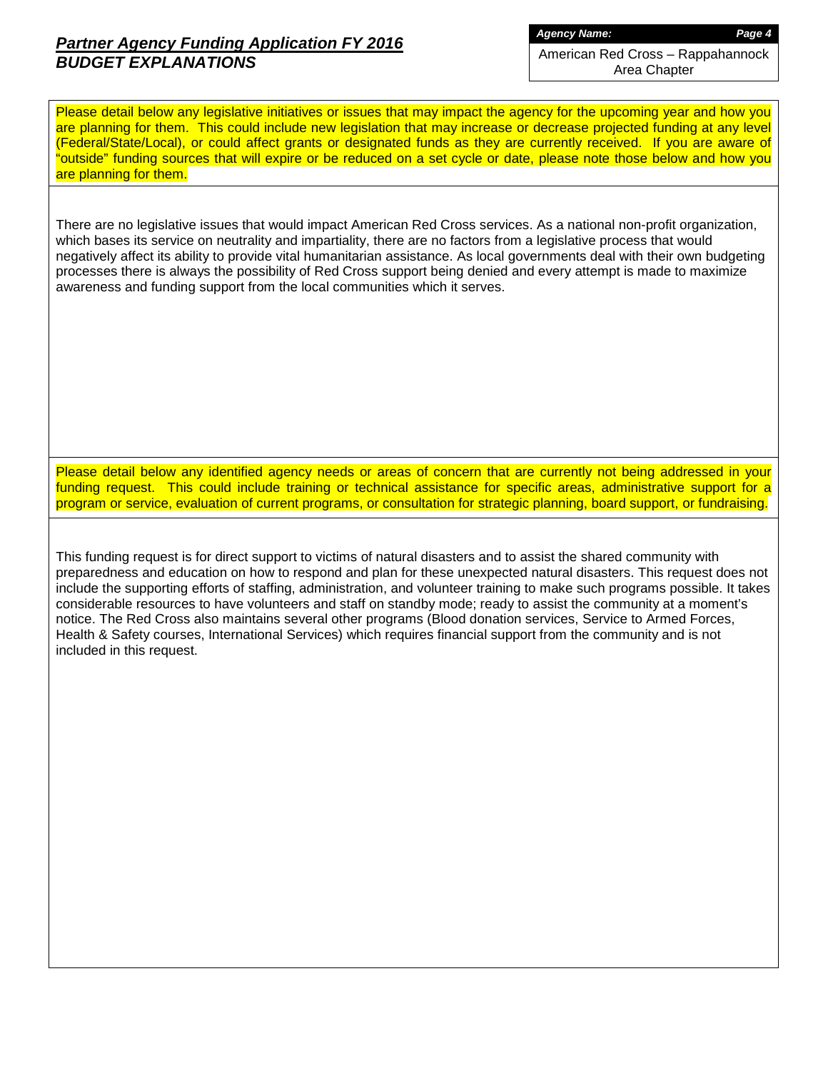## *Partner Agency Funding Application FY 2016*

## *BUDGET EXPLANATIONS*

***Agency Name:*** American Red Cross – Rappahannock Area Chapter

Please detail below any legislative initiatives or issues that may impact the agency for the upcoming year and how you are planning for them. This could include new legislation that may increase or decrease projected funding at any level (Federal/State/Local), or could affect grants or designated funds as they are currently received. If you are aware of "outside" funding sources that will expire or be reduced on a set cycle or date, please note those below and how you are planning for them.

There are no legislative issues that would impact American Red Cross services. As a national non-profit organization, which bases its service on neutrality and impartiality, there are no factors from a legislative process that would negatively affect its ability to provide vital humanitarian assistance. As local governments deal with their own budgeting processes there is always the possibility of Red Cross support being denied and every attempt is made to maximize awareness and funding support from the local communities which it serves.

Please detail below any identified agency needs or areas of concern that are currently not being addressed in your funding request. This could include training or technical assistance for specific areas, administrative support for a program or service, evaluation of current programs, or consultation for strategic planning, board support, or fundraising.

This funding request is for direct support to victims of natural disasters and to assist the shared community with preparedness and education on how to respond and plan for these unexpected natural disasters. This request does not include the supporting efforts of staffing, administration, and volunteer training to make such programs possible. It takes considerable resources to have volunteers and staff on standby mode; ready to assist the community at a moment's notice. The Red Cross also maintains several other programs (Blood donation services, Service to Armed Forces, Health & Safety courses, International Services) which requires financial support from the community and is not included in this request.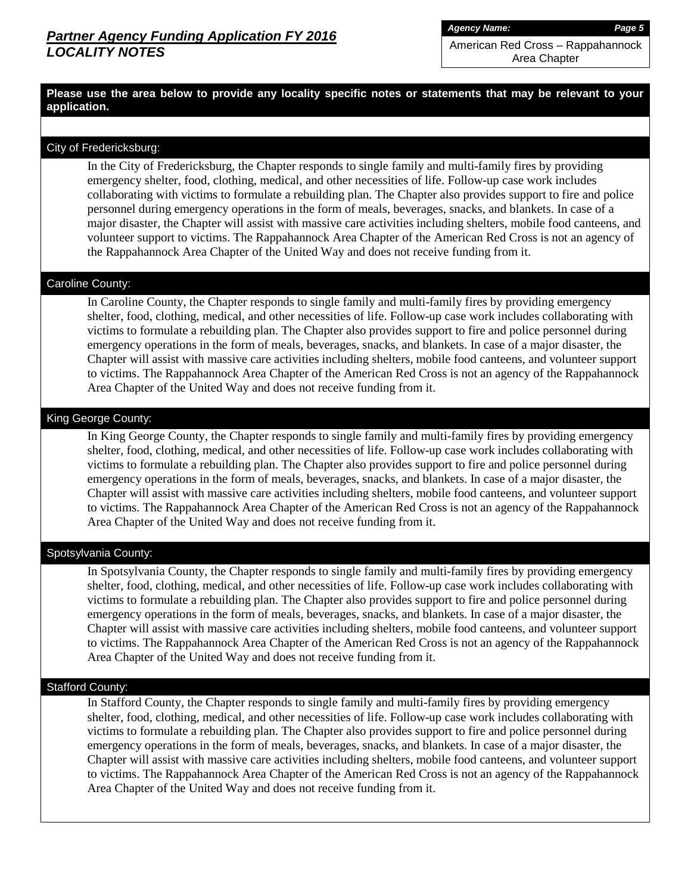## *Partner Agency Funding Application FY 2016*
## *LOCALITY NOTES*

***Agency Name:***

American Red Cross – Rappahannock Area Chapter

**Please use the area below to provide any locality specific notes or statements that may be relevant to your application.**

### City of Fredericksburg:

In the City of Fredericksburg, the Chapter responds to single family and multi-family fires by providing emergency shelter, food, clothing, medical, and other necessities of life. Follow-up case work includes collaborating with victims to formulate a rebuilding plan. The Chapter also provides support to fire and police personnel during emergency operations in the form of meals, beverages, snacks, and blankets. In case of a major disaster, the Chapter will assist with massive care activities including shelters, mobile food canteens, and volunteer support to victims. The Rappahannock Area Chapter of the American Red Cross is not an agency of the Rappahannock Area Chapter of the United Way and does not receive funding from it.

### Caroline County:

In Caroline County, the Chapter responds to single family and multi-family fires by providing emergency shelter, food, clothing, medical, and other necessities of life. Follow-up case work includes collaborating with victims to formulate a rebuilding plan. The Chapter also provides support to fire and police personnel during emergency operations in the form of meals, beverages, snacks, and blankets. In case of a major disaster, the Chapter will assist with massive care activities including shelters, mobile food canteens, and volunteer support to victims. The Rappahannock Area Chapter of the American Red Cross is not an agency of the Rappahannock Area Chapter of the United Way and does not receive funding from it.

### King George County:

In King George County, the Chapter responds to single family and multi-family fires by providing emergency shelter, food, clothing, medical, and other necessities of life. Follow-up case work includes collaborating with victims to formulate a rebuilding plan. The Chapter also provides support to fire and police personnel during emergency operations in the form of meals, beverages, snacks, and blankets. In case of a major disaster, the Chapter will assist with massive care activities including shelters, mobile food canteens, and volunteer support to victims. The Rappahannock Area Chapter of the American Red Cross is not an agency of the Rappahannock Area Chapter of the United Way and does not receive funding from it.

### Spotsylvania County:

In Spotsylvania County, the Chapter responds to single family and multi-family fires by providing emergency shelter, food, clothing, medical, and other necessities of life. Follow-up case work includes collaborating with victims to formulate a rebuilding plan. The Chapter also provides support to fire and police personnel during emergency operations in the form of meals, beverages, snacks, and blankets. In case of a major disaster, the Chapter will assist with massive care activities including shelters, mobile food canteens, and volunteer support to victims. The Rappahannock Area Chapter of the American Red Cross is not an agency of the Rappahannock Area Chapter of the United Way and does not receive funding from it.

### Stafford County:

In Stafford County, the Chapter responds to single family and multi-family fires by providing emergency shelter, food, clothing, medical, and other necessities of life. Follow-up case work includes collaborating with victims to formulate a rebuilding plan. The Chapter also provides support to fire and police personnel during emergency operations in the form of meals, beverages, snacks, and blankets. In case of a major disaster, the Chapter will assist with massive care activities including shelters, mobile food canteens, and volunteer support to victims. The Rappahannock Area Chapter of the American Red Cross is not an agency of the Rappahannock Area Chapter of the United Way and does not receive funding from it.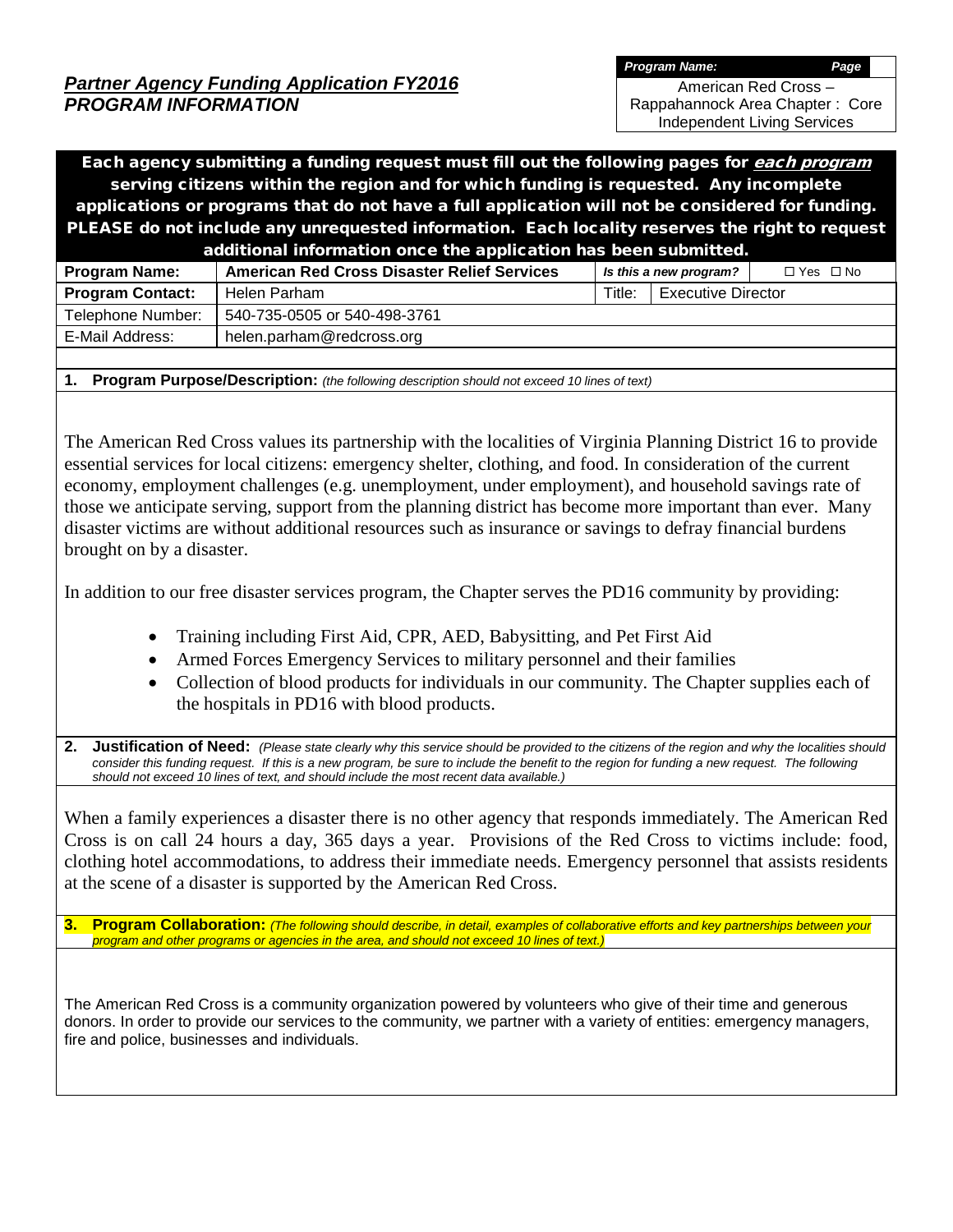## *Partner Agency Funding Application FY2016*
## *PROGRAM INFORMATION*

| *Program Name:* | *Page* |
|---|---|
| American Red Cross – Rappahannock Area Chapter : Core Independent Living Services | |

**Each agency submitting a funding request must fill out the following pages for *each program* serving citizens within the region and for which funding is requested. Any incomplete applications or programs that do not have a full application will not be considered for funding. PLEASE do not include any unrequested information. Each locality reserves the right to request additional information once the application has been submitted.**

| **Program Name:** | **American Red Cross Disaster Relief Services** | *Is this a new program?* | ☐ Yes ☐ No |
|---|---|---|---|
| **Program Contact:** | Helen Parham | Title: | Executive Director |
| Telephone Number: | 540-735-0505 or 540-498-3761 | | |
| E-Mail Address: | helen.parham@redcross.org | | |

**1. Program Purpose/Description:** *(the following description should not exceed 10 lines of text)*

The American Red Cross values its partnership with the localities of Virginia Planning District 16 to provide essential services for local citizens: emergency shelter, clothing, and food. In consideration of the current economy, employment challenges (e.g. unemployment, under employment), and household savings rate of those we anticipate serving, support from the planning district has become more important than ever. Many disaster victims are without additional resources such as insurance or savings to defray financial burdens brought on by a disaster.

In addition to our free disaster services program, the Chapter serves the PD16 community by providing:

- Training including First Aid, CPR, AED, Babysitting, and Pet First Aid
- Armed Forces Emergency Services to military personnel and their families
- Collection of blood products for individuals in our community. The Chapter supplies each of the hospitals in PD16 with blood products.

**2. Justification of Need:** *(Please state clearly why this service should be provided to the citizens of the region and why the localities should consider this funding request. If this is a new program, be sure to include the benefit to the region for funding a new request. The following should not exceed 10 lines of text, and should include the most recent data available.)*

When a family experiences a disaster there is no other agency that responds immediately. The American Red Cross is on call 24 hours a day, 365 days a year. Provisions of the Red Cross to victims include: food, clothing hotel accommodations, to address their immediate needs. Emergency personnel that assists residents at the scene of a disaster is supported by the American Red Cross.

**3. Program Collaboration:** *(The following should describe, in detail, examples of collaborative efforts and key partnerships between your program and other programs or agencies in the area, and should not exceed 10 lines of text.)*

The American Red Cross is a community organization powered by volunteers who give of their time and generous donors. In order to provide our services to the community, we partner with a variety of entities: emergency managers, fire and police, businesses and individuals.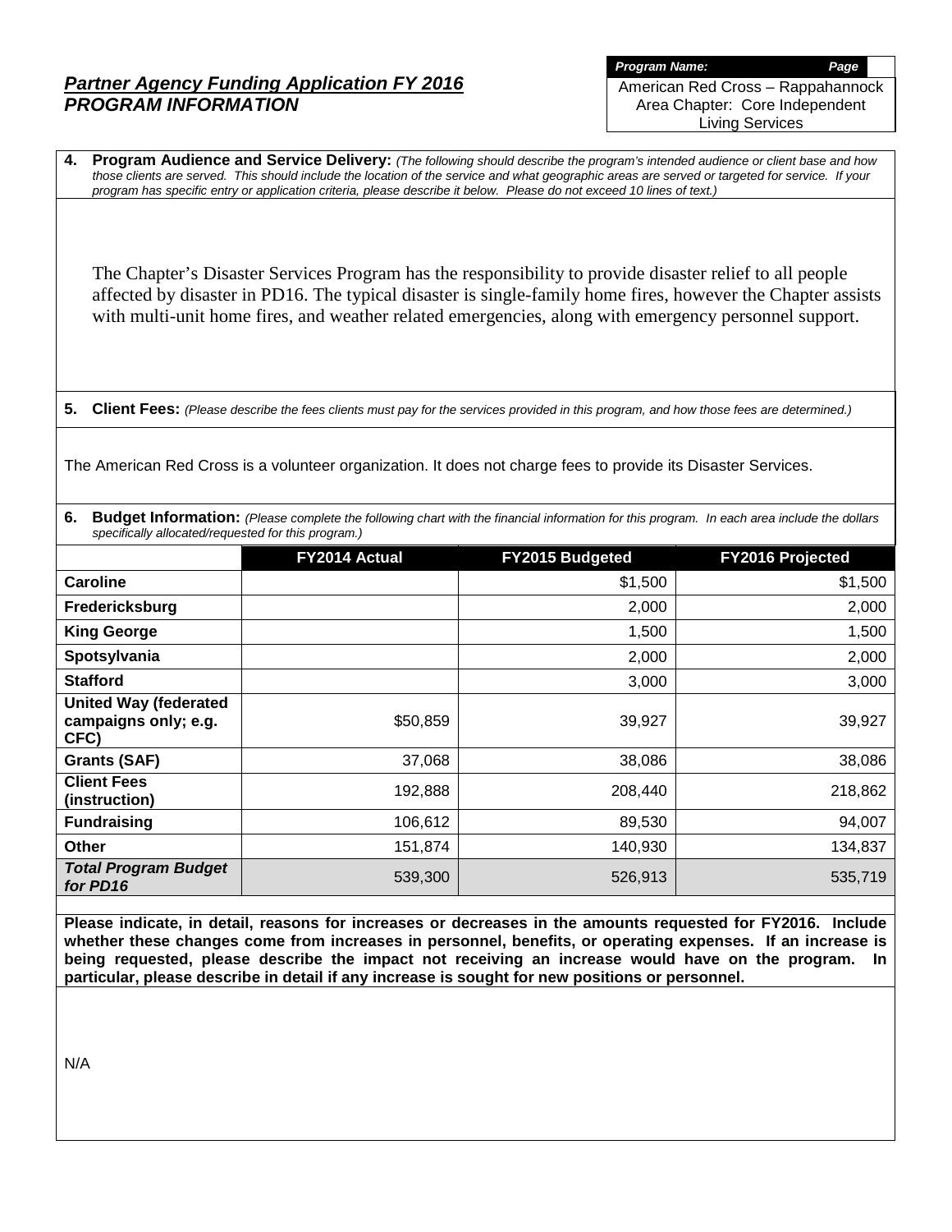## *Partner Agency Funding Application FY 2016*
## *PROGRAM INFORMATION*

| *Program Name:* | *Page* |
|---|---|
| American Red Cross – Rappahannock Area Chapter: Core Independent Living Services | |

**4. Program Audience and Service Delivery:** *(The following should describe the program's intended audience or client base and how those clients are served. This should include the location of the service and what geographic areas are served or targeted for service. If your program has specific entry or application criteria, please describe it below. Please do not exceed 10 lines of text.)*

The Chapter's Disaster Services Program has the responsibility to provide disaster relief to all people affected by disaster in PD16. The typical disaster is single-family home fires, however the Chapter assists with multi-unit home fires, and weather related emergencies, along with emergency personnel support.

**5. Client Fees:** *(Please describe the fees clients must pay for the services provided in this program, and how those fees are determined.)*

The American Red Cross is a volunteer organization. It does not charge fees to provide its Disaster Services.

**6. Budget Information:** *(Please complete the following chart with the financial information for this program. In each area include the dollars specifically allocated/requested for this program.)*

| | FY2014 Actual | FY2015 Budgeted | FY2016 Projected |
|---|---|---|---|
| **Caroline** | | $1,500 | $1,500 |
| **Fredericksburg** | | 2,000 | 2,000 |
| **King George** | | 1,500 | 1,500 |
| **Spotsylvania** | | 2,000 | 2,000 |
| **Stafford** | | 3,000 | 3,000 |
| **United Way (federated campaigns only; e.g. CFC)** | $50,859 | 39,927 | 39,927 |
| **Grants (SAF)** | 37,068 | 38,086 | 38,086 |
| **Client Fees (instruction)** | 192,888 | 208,440 | 218,862 |
| **Fundraising** | 106,612 | 89,530 | 94,007 |
| **Other** | 151,874 | 140,930 | 134,837 |
| ***Total Program Budget for PD16*** | 539,300 | 526,913 | 535,719 |

**Please indicate, in detail, reasons for increases or decreases in the amounts requested for FY2016. Include whether these changes come from increases in personnel, benefits, or operating expenses. If an increase is being requested, please describe the impact not receiving an increase would have on the program. In particular, please describe in detail if any increase is sought for new positions or personnel.**

N/A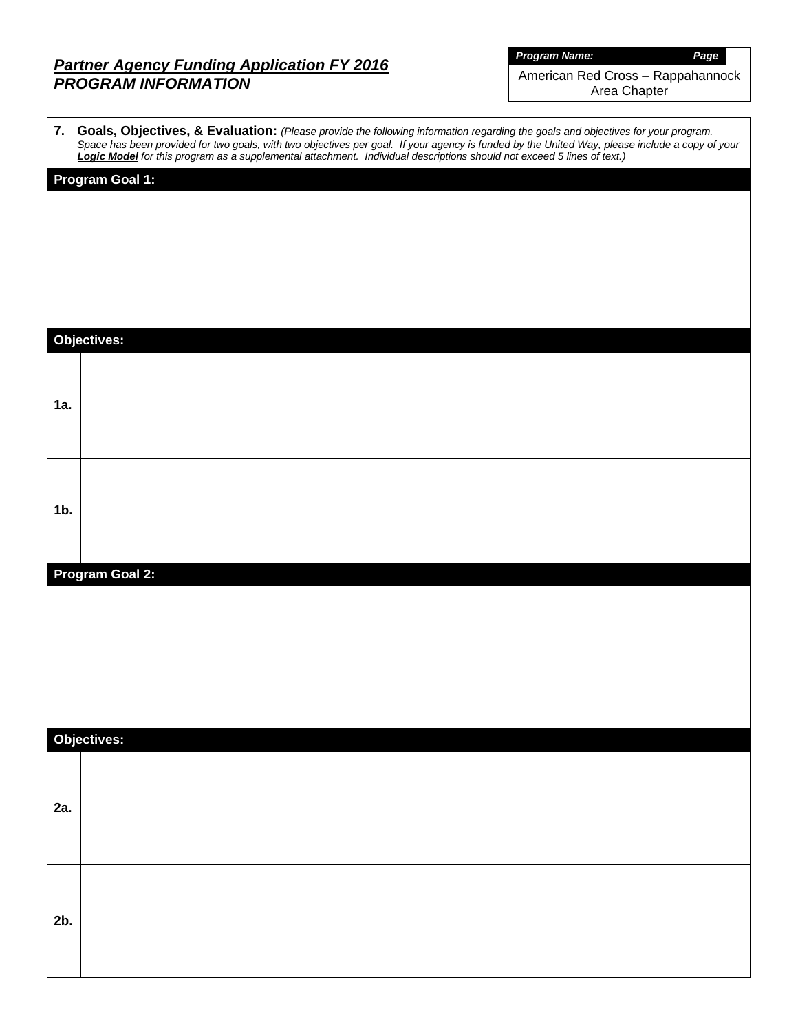# *Partner Agency Funding Application FY 2016*
## *PROGRAM INFORMATION*

| ***Program Name:*** | ***Page*** |
|---|---|
| American Red Cross – Rappahannock Area Chapter | |

**7. Goals, Objectives, & Evaluation:** *(Please provide the following information regarding the goals and objectives for your program. Space has been provided for two goals, with two objectives per goal. If your agency is funded by the United Way, please include a copy of your* ***Logic Model*** *for this program as a supplemental attachment. Individual descriptions should not exceed 5 lines of text.)*

**Program Goal 1:**

**Objectives:**

| | |
|---|---|
| **1a.** | |
| **1b.** | |

**Program Goal 2:**

**Objectives:**

| | |
|---|---|
| **2a.** | |
| **2b.** | |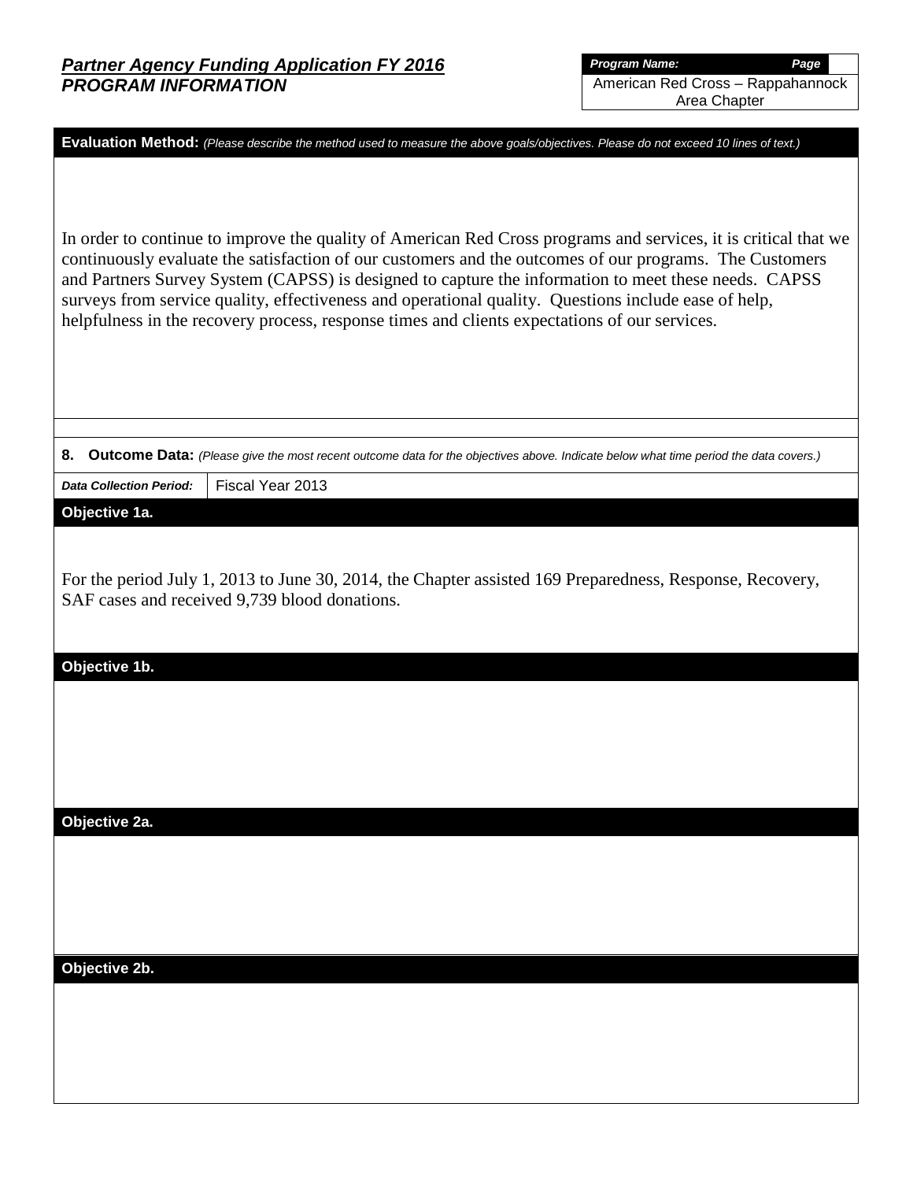***Partner Agency Funding Application FY 2016***
***PROGRAM INFORMATION***

| *Program Name:* | *Page* |
|---|---|
| American Red Cross – Rappahannock Area Chapter | |

**Evaluation Method:** *(Please describe the method used to measure the above goals/objectives. Please do not exceed 10 lines of text.)*

In order to continue to improve the quality of American Red Cross programs and services, it is critical that we continuously evaluate the satisfaction of our customers and the outcomes of our programs. The Customers and Partners Survey System (CAPSS) is designed to capture the information to meet these needs. CAPSS surveys from service quality, effectiveness and operational quality. Questions include ease of help, helpfulness in the recovery process, response times and clients expectations of our services.

**8. Outcome Data:** *(Please give the most recent outcome data for the objectives above. Indicate below what time period the data covers.)*

| *Data Collection Period:* | Fiscal Year 2013 |
|---|---|

**Objective 1a.**

For the period July 1, 2013 to June 30, 2014, the Chapter assisted 169 Preparedness, Response, Recovery, SAF cases and received 9,739 blood donations.

**Objective 1b.**

**Objective 2a.**

**Objective 2b.**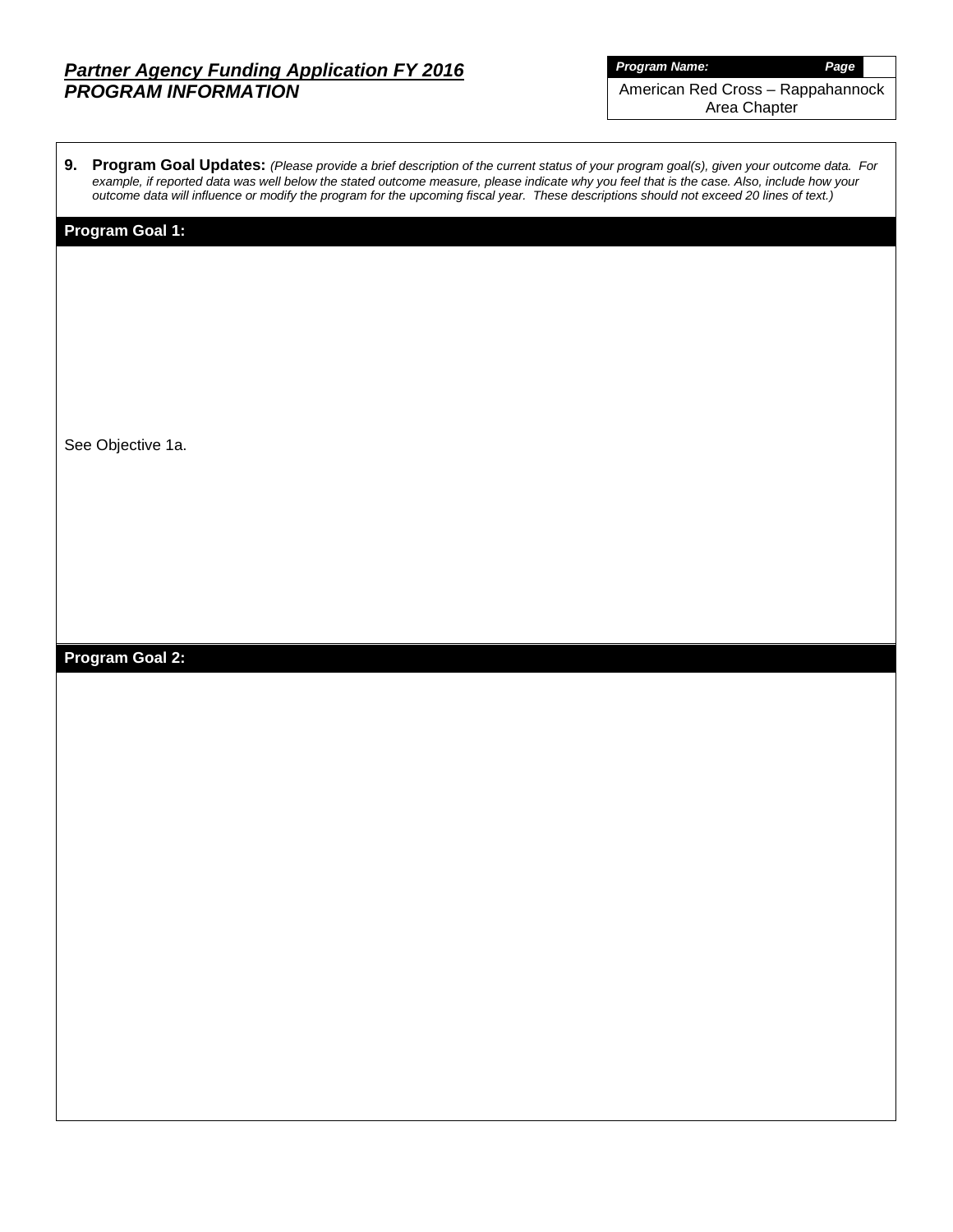# *Partner Agency Funding Application FY 2016*
## *PROGRAM INFORMATION*

| ***Program Name:*** | ***Page*** |
|---|---|
| American Red Cross – Rappahannock Area Chapter | |

**9. Program Goal Updates:** *(Please provide a brief description of the current status of your program goal(s), given your outcome data. For example, if reported data was well below the stated outcome measure, please indicate why you feel that is the case. Also, include how your outcome data will influence or modify the program for the upcoming fiscal year. These descriptions should not exceed 20 lines of text.)*

**Program Goal 1:**

See Objective 1a.

**Program Goal 2:**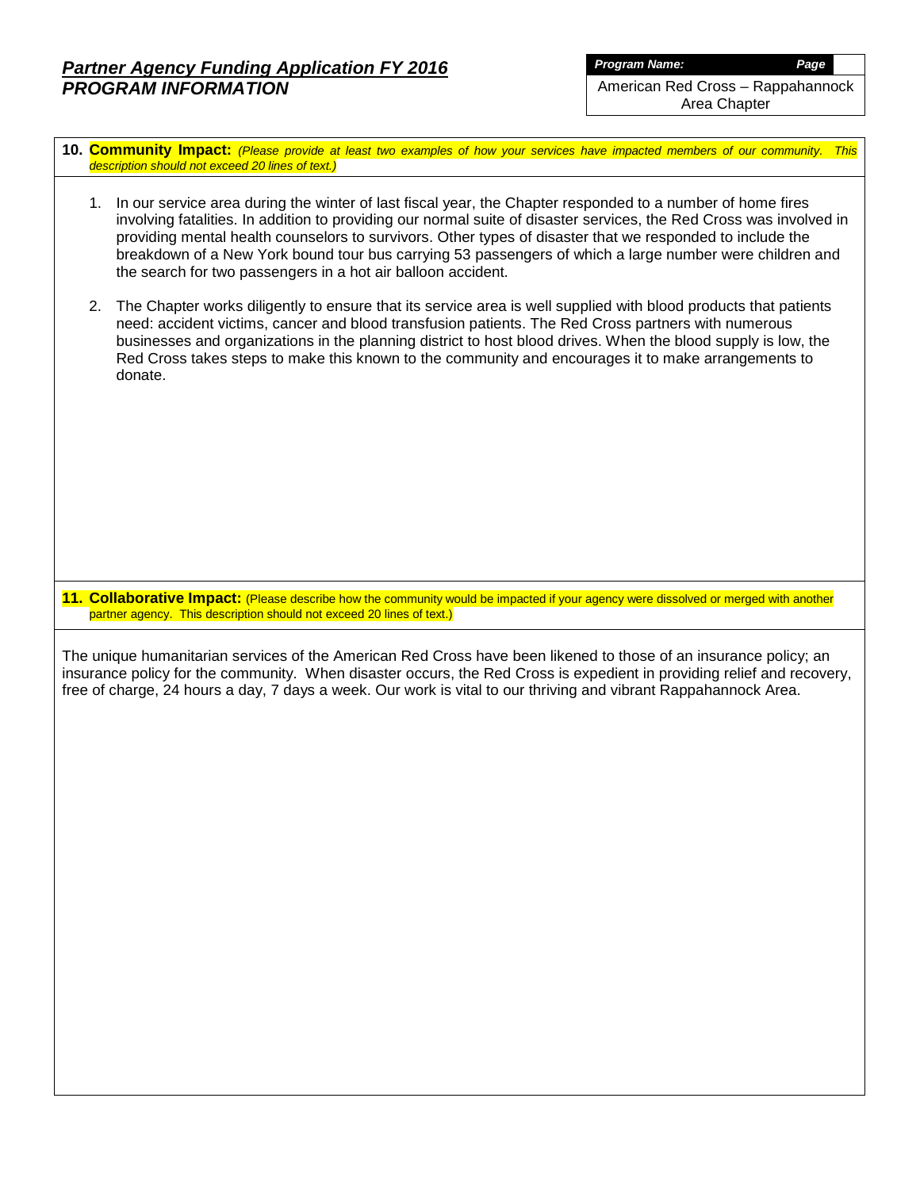# *Partner Agency Funding Application FY 2016*
## *PROGRAM INFORMATION*

***Program Name:*** American Red Cross – Rappahannock Area Chapter

**10. Community Impact:** *(Please provide at least two examples of how your services have impacted members of our community. This description should not exceed 20 lines of text.)*

1. In our service area during the winter of last fiscal year, the Chapter responded to a number of home fires involving fatalities. In addition to providing our normal suite of disaster services, the Red Cross was involved in providing mental health counselors to survivors. Other types of disaster that we responded to include the breakdown of a New York bound tour bus carrying 53 passengers of which a large number were children and the search for two passengers in a hot air balloon accident.

2. The Chapter works diligently to ensure that its service area is well supplied with blood products that patients need: accident victims, cancer and blood transfusion patients. The Red Cross partners with numerous businesses and organizations in the planning district to host blood drives. When the blood supply is low, the Red Cross takes steps to make this known to the community and encourages it to make arrangements to donate.

**11. Collaborative Impact:** (Please describe how the community would be impacted if your agency were dissolved or merged with another partner agency. This description should not exceed 20 lines of text.)

The unique humanitarian services of the American Red Cross have been likened to those of an insurance policy; an insurance policy for the community. When disaster occurs, the Red Cross is expedient in providing relief and recovery, free of charge, 24 hours a day, 7 days a week. Our work is vital to our thriving and vibrant Rappahannock Area.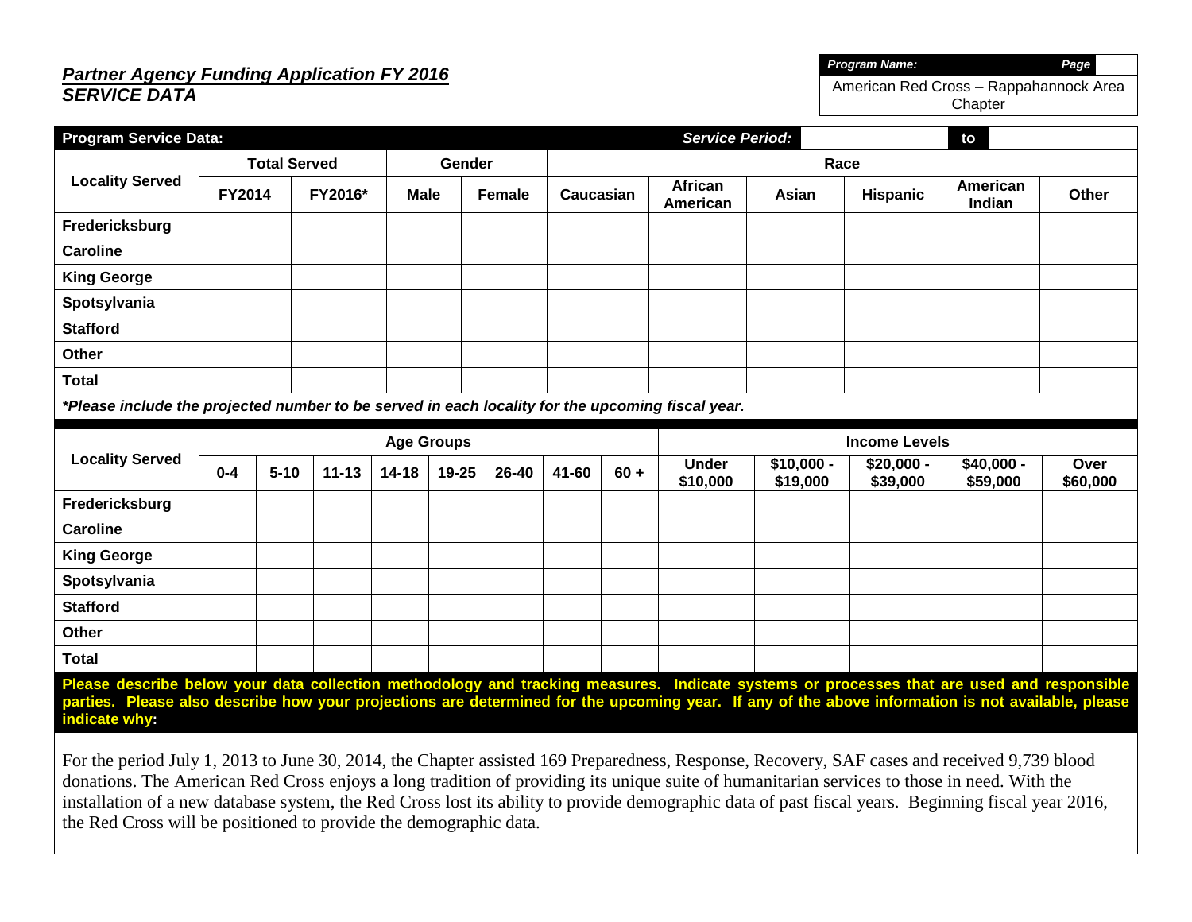***Partner Agency Funding Application FY 2016***
***SERVICE DATA***

| ***Program Name:*** | ***Page*** |
|---|---|
| American Red Cross – Rappahannock Area Chapter | |

**Program Service Data:** ***Service Period:*** to

| **Locality Served** | **Total Served** | | **Gender** | | **Race** | | | | | |
|---|---|---|---|---|---|---|---|---|---|---|
| | **FY2014** | **FY2016*** | **Male** | **Female** | **Caucasian** | **African American** | **Asian** | **Hispanic** | **American Indian** | **Other** |
| **Fredericksburg** | | | | | | | | | | |
| **Caroline** | | | | | | | | | | |
| **King George** | | | | | | | | | | |
| **Spotsylvania** | | | | | | | | | | |
| **Stafford** | | | | | | | | | | |
| **Other** | | | | | | | | | | |
| **Total** | | | | | | | | | | |

***Please include the projected number to be served in each locality for the upcoming fiscal year.**

| **Locality Served** | **Age Groups** | | | | | | | | **Income Levels** | | | | |
|---|---|---|---|---|---|---|---|---|---|---|---|---|---|
| | **0-4** | **5-10** | **11-13** | **14-18** | **19-25** | **26-40** | **41-60** | **60 +** | **Under $10,000** | **$10,000 - $19,000** | **$20,000 - $39,000** | **$40,000 - $59,000** | **Over $60,000** |
| **Fredericksburg** | | | | | | | | | | | | | |
| **Caroline** | | | | | | | | | | | | | |
| **King George** | | | | | | | | | | | | | |
| **Spotsylvania** | | | | | | | | | | | | | |
| **Stafford** | | | | | | | | | | | | | |
| **Other** | | | | | | | | | | | | | |
| **Total** | | | | | | | | | | | | | |

**Please describe below your data collection methodology and tracking measures. Indicate systems or processes that are used and responsible parties. Please also describe how your projections are determined for the upcoming year. If any of the above information is not available, please indicate why:**

For the period July 1, 2013 to June 30, 2014, the Chapter assisted 169 Preparedness, Response, Recovery, SAF cases and received 9,739 blood donations. The American Red Cross enjoys a long tradition of providing its unique suite of humanitarian services to those in need. With the installation of a new database system, the Red Cross lost its ability to provide demographic data of past fiscal years. Beginning fiscal year 2016, the Red Cross will be positioned to provide the demographic data.